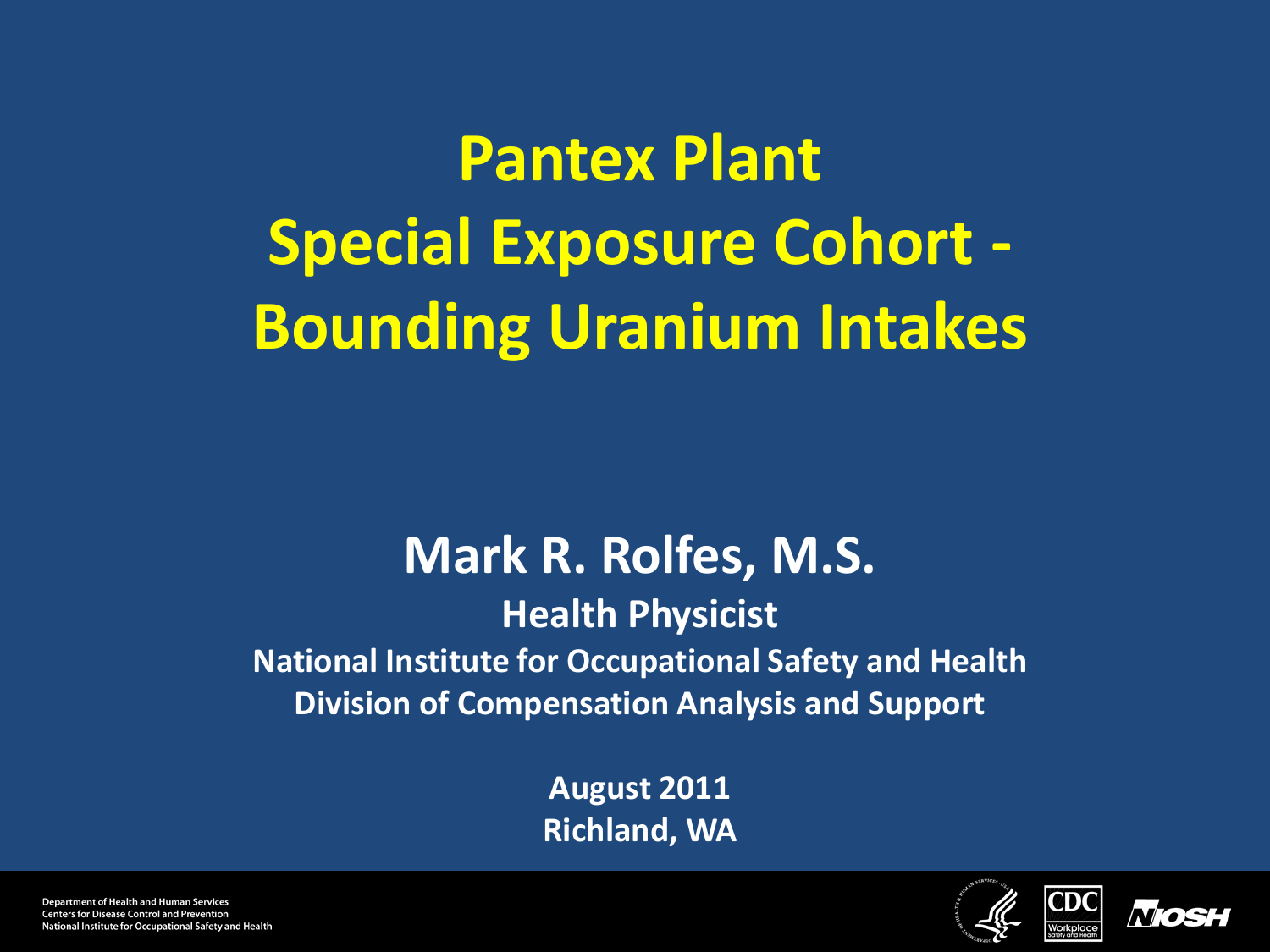# Pantex Plant Special Exposure Cohort - Bounding Uranium Intakes

## Mark R. Rolfes, M.S.

**Health Physicist**

**National Institute for Occupational Safety and Health**

**Division of Compensation Analysis and Support**

**August 2011**

**Richland, WA**

Department of Health and Human Services
Centers for Disease Control and Prevention
National Institute for Occupational Safety and Health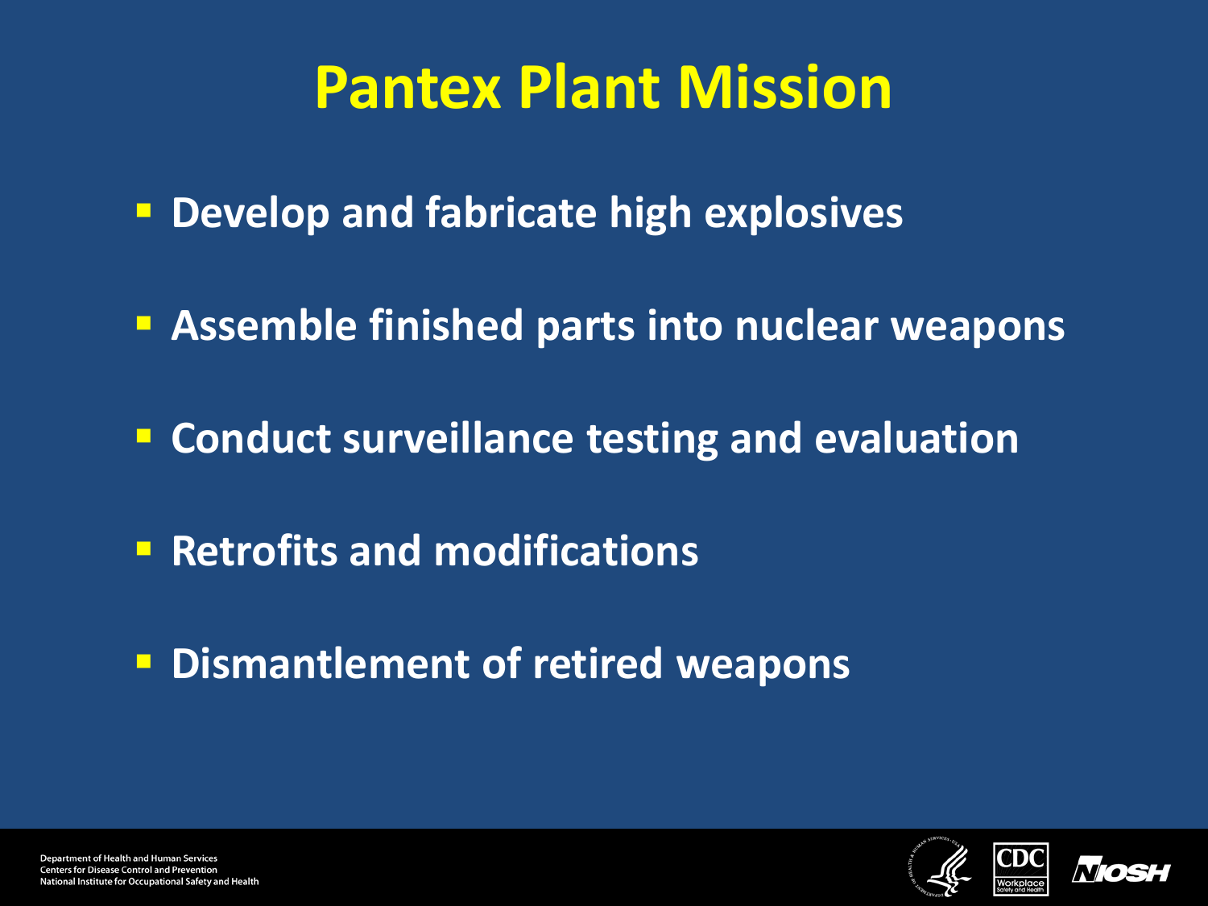# Pantex Plant Mission

- Develop and fabricate high explosives
- Assemble finished parts into nuclear weapons
- Conduct surveillance testing and evaluation
- Retrofits and modifications
- Dismantlement of retired weapons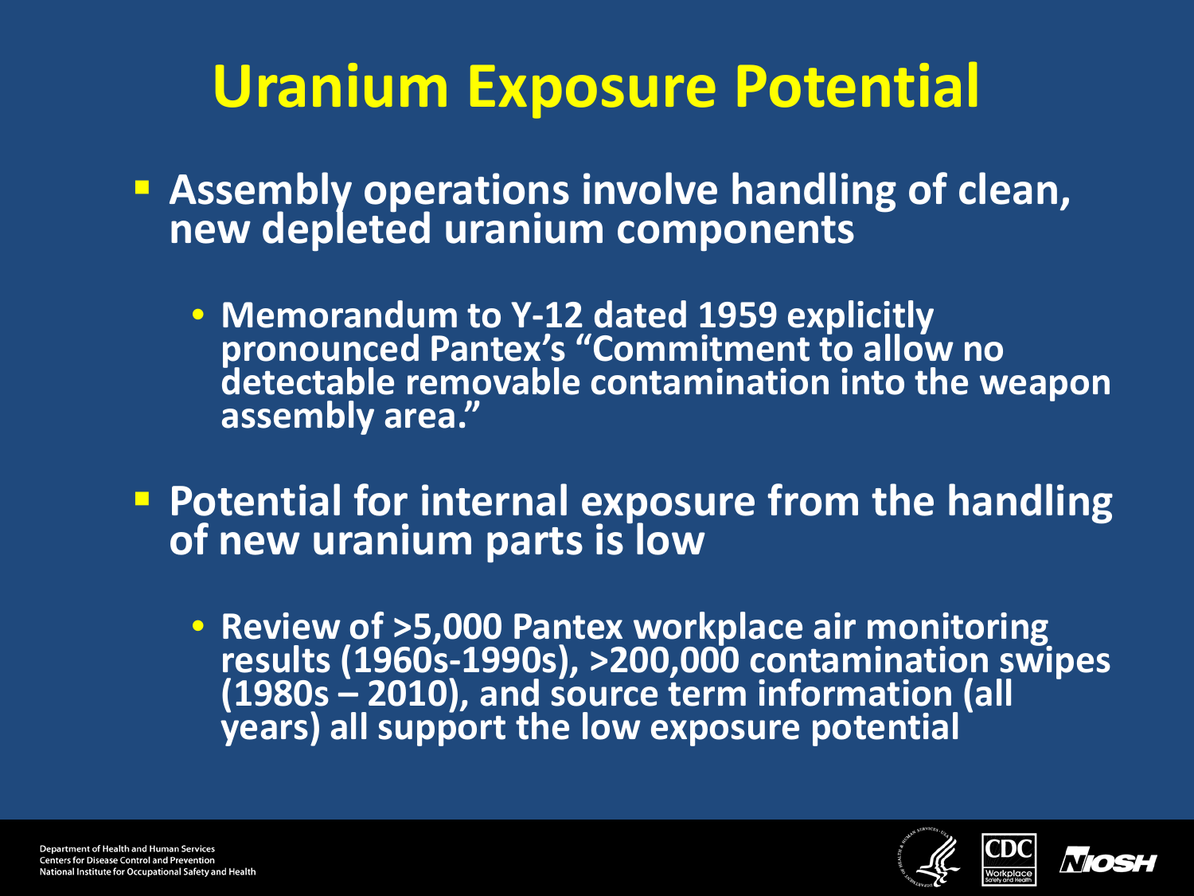# Uranium Exposure Potential

- **Assembly operations involve handling of clean, new depleted uranium components**
  - **Memorandum to Y-12 dated 1959 explicitly pronounced Pantex's "Commitment to allow no detectable removable contamination into the weapon assembly area."**
- **Potential for internal exposure from the handling of new uranium parts is low**
  - **Review of >5,000 Pantex workplace air monitoring results (1960s-1990s), >200,000 contamination swipes (1980s – 2010), and source term information (all years) all support the low exposure potential**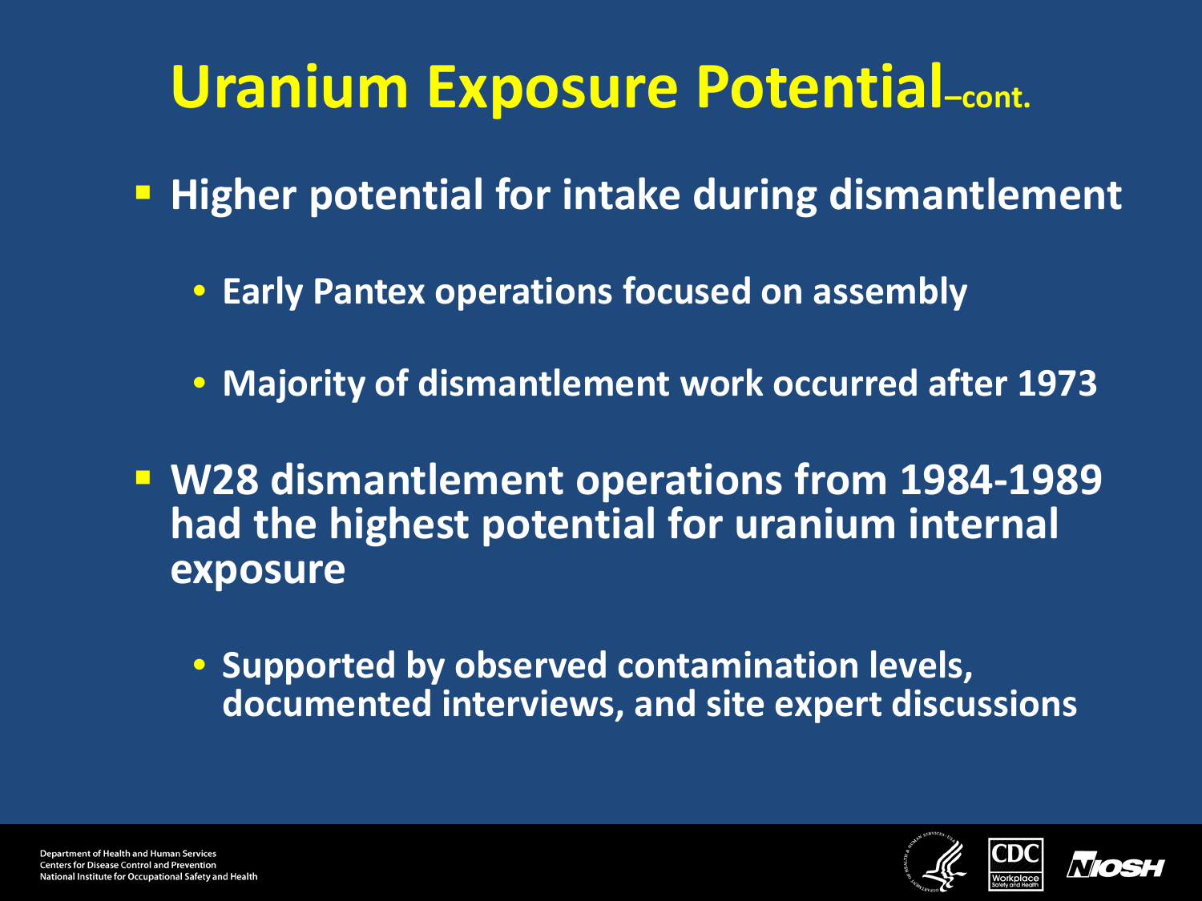# Uranium Exposure Potential–cont.

- Higher potential for intake during dismantlement
  - Early Pantex operations focused on assembly
  - Majority of dismantlement work occurred after 1973
- W28 dismantlement operations from 1984-1989 had the highest potential for uranium internal exposure
  - Supported by observed contamination levels, documented interviews, and site expert discussions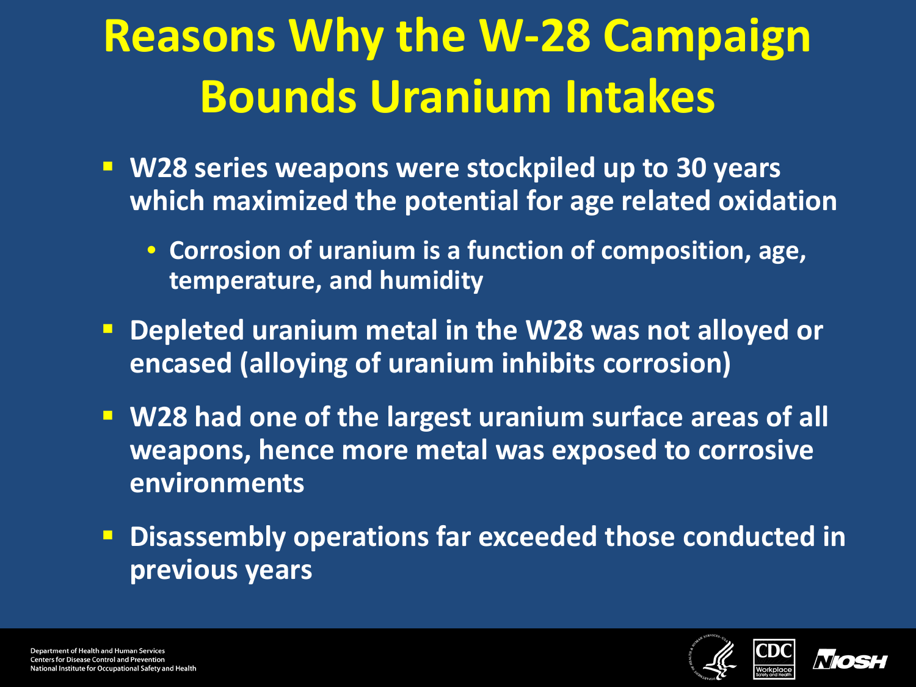# Reasons Why the W-28 Campaign Bounds Uranium Intakes

- W28 series weapons were stockpiled up to 30 years which maximized the potential for age related oxidation
  - Corrosion of uranium is a function of composition, age, temperature, and humidity
- Depleted uranium metal in the W28 was not alloyed or encased (alloying of uranium inhibits corrosion)
- W28 had one of the largest uranium surface areas of all weapons, hence more metal was exposed to corrosive environments
- Disassembly operations far exceeded those conducted in previous years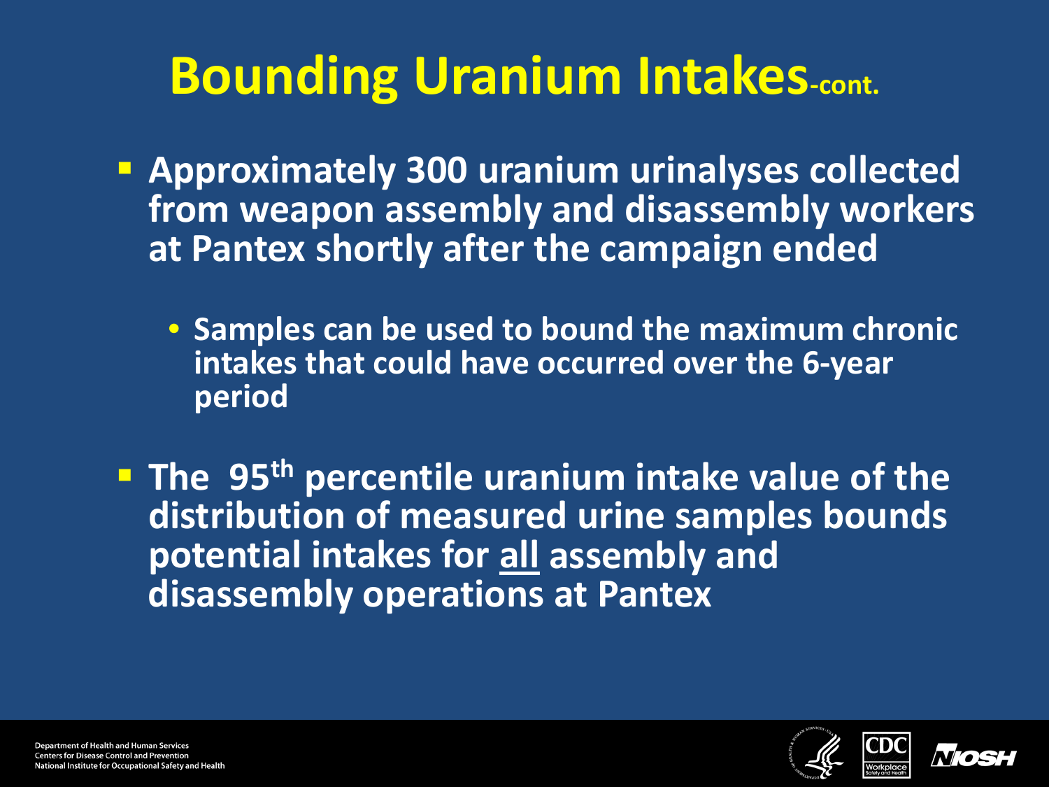# Bounding Uranium Intakes-cont.

- Approximately 300 uranium urinalyses collected from weapon assembly and disassembly workers at Pantex shortly after the campaign ended
  - Samples can be used to bound the maximum chronic intakes that could have occurred over the 6-year period
- The 95$^{th}$ percentile uranium intake value of the distribution of measured urine samples bounds potential intakes for <u>all</u> assembly and disassembly operations at Pantex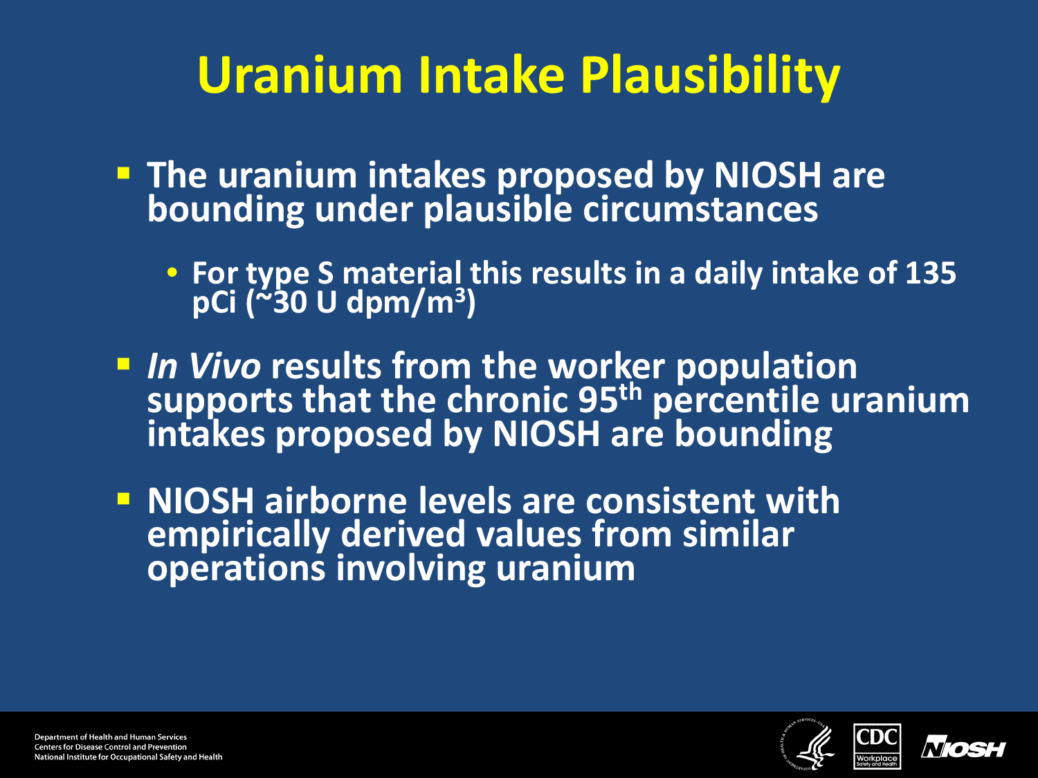# Uranium Intake Plausibility

- The uranium intakes proposed by NIOSH are bounding under plausible circumstances
  - For type S material this results in a daily intake of 135 pCi (~30 U dpm/$m^3$)
- *In Vivo* results from the worker population supports that the chronic 95$^{th}$ percentile uranium intakes proposed by NIOSH are bounding
- NIOSH airborne levels are consistent with empirically derived values from similar operations involving uranium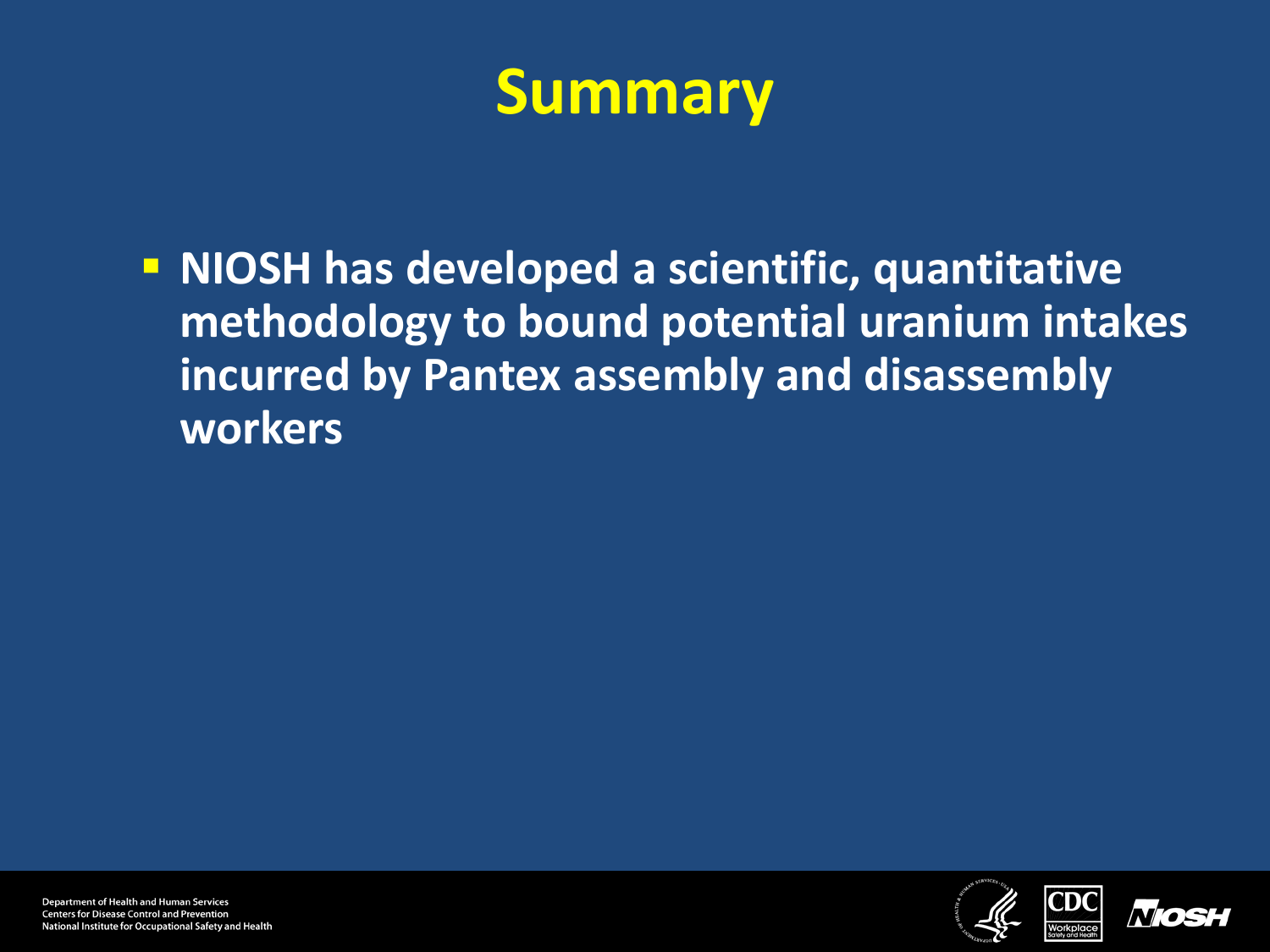# Summary

- NIOSH has developed a scientific, quantitative methodology to bound potential uranium intakes incurred by Pantex assembly and disassembly workers